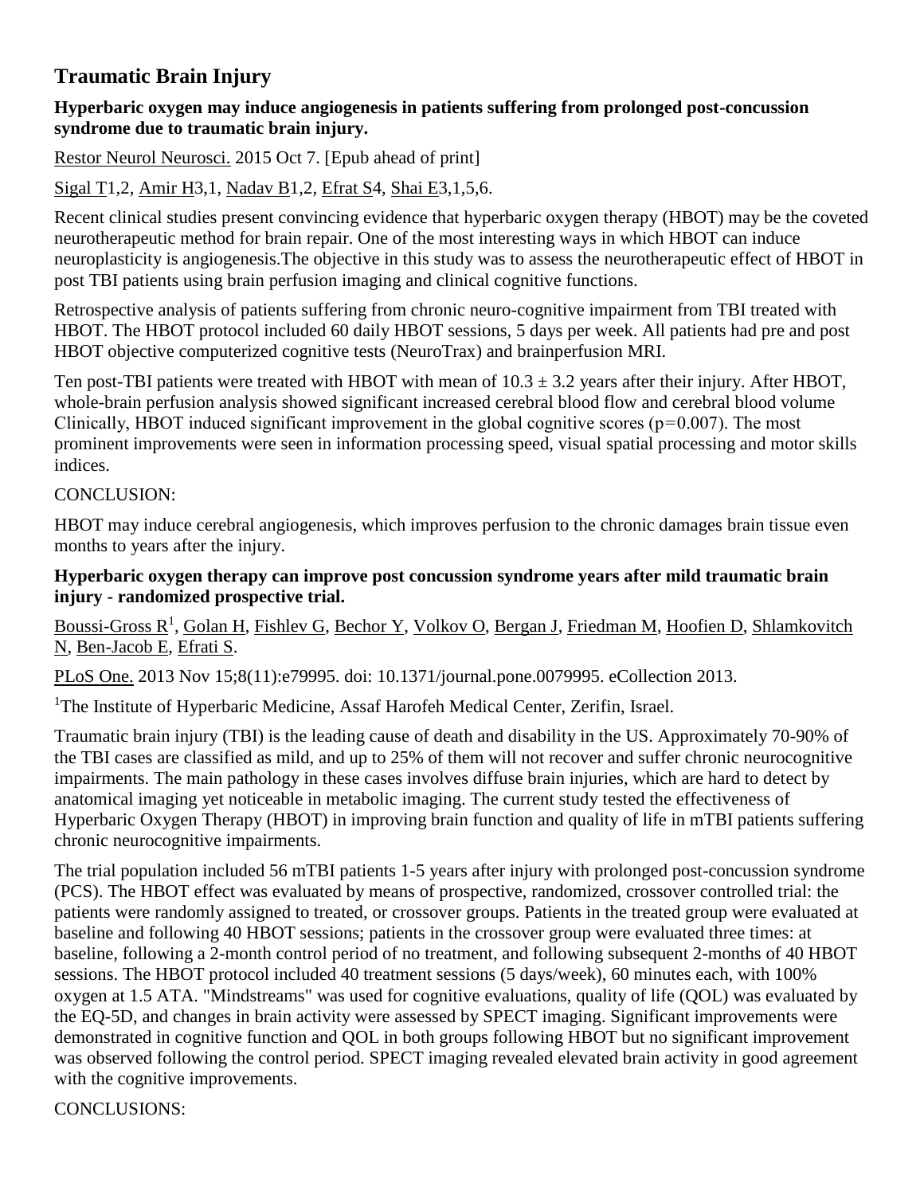# Traumatic Brain Injury

**Hyperbaric oxygen may induce angiogenesis in patients suffering from prolonged post-concussion syndrome due to traumatic brain injury.**

Restor Neurol Neurosci. 2015 Oct 7. [Epub ahead of print]

Sigal T1,2, Amir H3,1, Nadav B1,2, Efrat S4, Shai E3,1,5,6.

Recent clinical studies present convincing evidence that hyperbaric oxygen therapy (HBOT) may be the coveted neurotherapeutic method for brain repair. One of the most interesting ways in which HBOT can induce neuroplasticity is angiogenesis.The objective in this study was to assess the neurotherapeutic effect of HBOT in post TBI patients using brain perfusion imaging and clinical cognitive functions.

Retrospective analysis of patients suffering from chronic neuro-cognitive impairment from TBI treated with HBOT. The HBOT protocol included 60 daily HBOT sessions, 5 days per week. All patients had pre and post HBOT objective computerized cognitive tests (NeuroTrax) and brainperfusion MRI.

Ten post-TBI patients were treated with HBOT with mean of $10.3 \pm 3.2$ years after their injury. After HBOT, whole-brain perfusion analysis showed significant increased cerebral blood flow and cerebral blood volume Clinically, HBOT induced significant improvement in the global cognitive scores ($p=0.007$). The most prominent improvements were seen in information processing speed, visual spatial processing and motor skills indices.

CONCLUSION:

HBOT may induce cerebral angiogenesis, which improves perfusion to the chronic damages brain tissue even months to years after the injury.

**Hyperbaric oxygen therapy can improve post concussion syndrome years after mild traumatic brain injury - randomized prospective trial.**

Boussi-Gross R[1], Golan H, Fishlev G, Bechor Y, Volkov O, Bergan J, Friedman M, Hoofien D, Shlamkovitch N, Ben-Jacob E, Efrati S.

PLoS One. 2013 Nov 15;8(11):e79995. doi: 10.1371/journal.pone.0079995. eCollection 2013.

[1]The Institute of Hyperbaric Medicine, Assaf Harofeh Medical Center, Zerifin, Israel.

Traumatic brain injury (TBI) is the leading cause of death and disability in the US. Approximately 70-90% of the TBI cases are classified as mild, and up to 25% of them will not recover and suffer chronic neurocognitive impairments. The main pathology in these cases involves diffuse brain injuries, which are hard to detect by anatomical imaging yet noticeable in metabolic imaging. The current study tested the effectiveness of Hyperbaric Oxygen Therapy (HBOT) in improving brain function and quality of life in mTBI patients suffering chronic neurocognitive impairments.

The trial population included 56 mTBI patients 1-5 years after injury with prolonged post-concussion syndrome (PCS). The HBOT effect was evaluated by means of prospective, randomized, crossover controlled trial: the patients were randomly assigned to treated, or crossover groups. Patients in the treated group were evaluated at baseline and following 40 HBOT sessions; patients in the crossover group were evaluated three times: at baseline, following a 2-month control period of no treatment, and following subsequent 2-months of 40 HBOT sessions. The HBOT protocol included 40 treatment sessions (5 days/week), 60 minutes each, with 100% oxygen at 1.5 ATA. "Mindstreams" was used for cognitive evaluations, quality of life (QOL) was evaluated by the EQ-5D, and changes in brain activity were assessed by SPECT imaging. Significant improvements were demonstrated in cognitive function and QOL in both groups following HBOT but no significant improvement was observed following the control period. SPECT imaging revealed elevated brain activity in good agreement with the cognitive improvements.

CONCLUSIONS: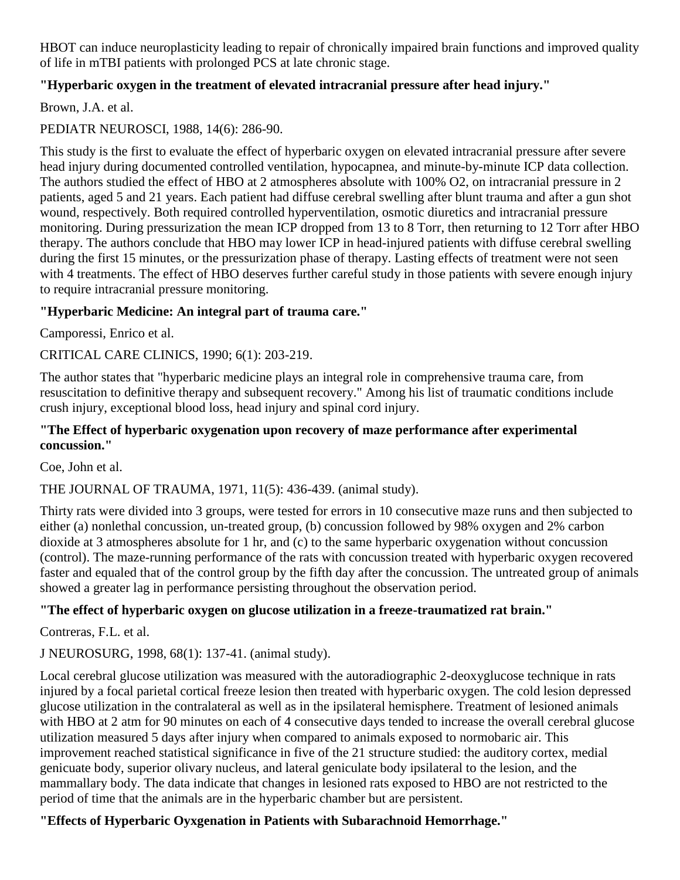HBOT can induce neuroplasticity leading to repair of chronically impaired brain functions and improved quality of life in mTBI patients with prolonged PCS at late chronic stage.

**"Hyperbaric oxygen in the treatment of elevated intracranial pressure after head injury."**

Brown, J.A. et al.

PEDIATR NEUROSCI, 1988, 14(6): 286-90.

This study is the first to evaluate the effect of hyperbaric oxygen on elevated intracranial pressure after severe head injury during documented controlled ventilation, hypocapnea, and minute-by-minute ICP data collection. The authors studied the effect of HBO at 2 atmospheres absolute with 100% $O_2$, on intracranial pressure in 2 patients, aged 5 and 21 years. Each patient had diffuse cerebral swelling after blunt trauma and after a gun shot wound, respectively. Both required controlled hyperventilation, osmotic diuretics and intracranial pressure monitoring. During pressurization the mean ICP dropped from 13 to 8 Torr, then returning to 12 Torr after HBO therapy. The authors conclude that HBO may lower ICP in head-injured patients with diffuse cerebral swelling during the first 15 minutes, or the pressurization phase of therapy. Lasting effects of treatment were not seen with 4 treatments. The effect of HBO deserves further careful study in those patients with severe enough injury to require intracranial pressure monitoring.

**"Hyperbaric Medicine: An integral part of trauma care."**

Camporessi, Enrico et al.

CRITICAL CARE CLINICS, 1990; 6(1): 203-219.

The author states that "hyperbaric medicine plays an integral role in comprehensive trauma care, from resuscitation to definitive therapy and subsequent recovery." Among his list of traumatic conditions include crush injury, exceptional blood loss, head injury and spinal cord injury.

**"The Effect of hyperbaric oxygenation upon recovery of maze performance after experimental concussion."**

Coe, John et al.

THE JOURNAL OF TRAUMA, 1971, 11(5): 436-439. (animal study).

Thirty rats were divided into 3 groups, were tested for errors in 10 consecutive maze runs and then subjected to either (a) nonlethal concussion, un-treated group, (b) concussion followed by 98% oxygen and 2% carbon dioxide at 3 atmospheres absolute for 1 hr, and (c) to the same hyperbaric oxygenation without concussion (control). The maze-running performance of the rats with concussion treated with hyperbaric oxygen recovered faster and equaled that of the control group by the fifth day after the concussion. The untreated group of animals showed a greater lag in performance persisting throughout the observation period.

**"The effect of hyperbaric oxygen on glucose utilization in a freeze-traumatized rat brain."**

Contreras, F.L. et al.

J NEUROSURG, 1998, 68(1): 137-41. (animal study).

Local cerebral glucose utilization was measured with the autoradiographic 2-deoxyglucose technique in rats injured by a focal parietal cortical freeze lesion then treated with hyperbaric oxygen. The cold lesion depressed glucose utilization in the contralateral as well as in the ipsilateral hemisphere. Treatment of lesioned animals with HBO at 2 atm for 90 minutes on each of 4 consecutive days tended to increase the overall cerebral glucose utilization measured 5 days after injury when compared to animals exposed to normobaric air. This improvement reached statistical significance in five of the 21 structure studied: the auditory cortex, medial geniculate body, superior olivary nucleus, and lateral geniculate body ipsilateral to the lesion, and the mammallary body. The data indicate that changes in lesioned rats exposed to HBO are not restricted to the period of time that the animals are in the hyperbaric chamber but are persistent.

**"Effects of Hyperbaric Oyxgenation in Patients with Subarachnoid Hemorrhage."**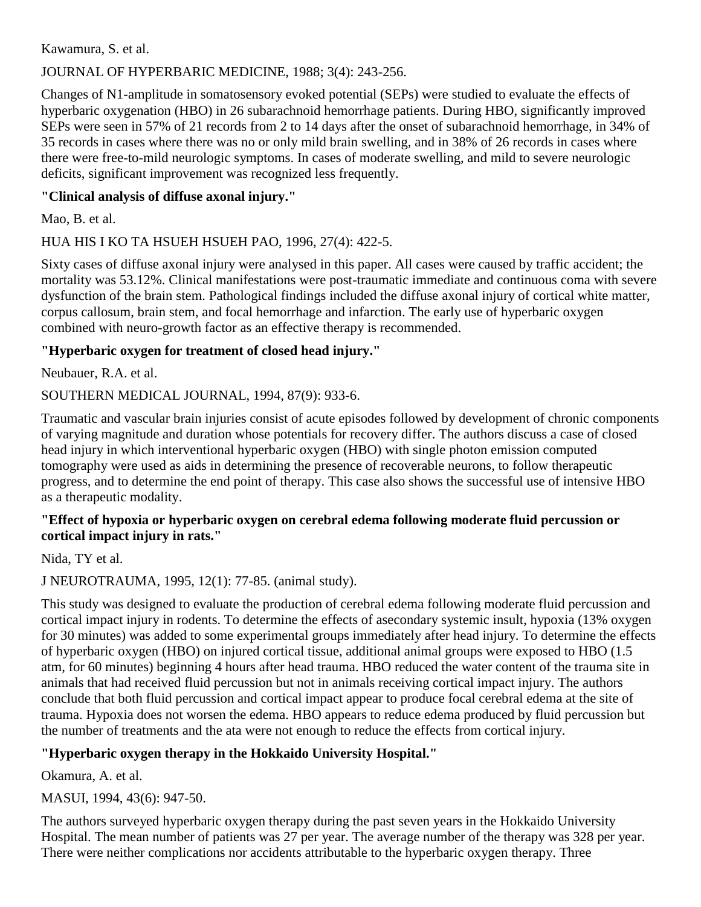Kawamura, S. et al.

JOURNAL OF HYPERBARIC MEDICINE, 1988; 3(4): 243-256.

Changes of N1-amplitude in somatosensory evoked potential (SEPs) were studied to evaluate the effects of hyperbaric oxygenation (HBO) in 26 subarachnoid hemorrhage patients. During HBO, significantly improved SEPs were seen in 57% of 21 records from 2 to 14 days after the onset of subarachnoid hemorrhage, in 34% of 35 records in cases where there was no or only mild brain swelling, and in 38% of 26 records in cases where there were free-to-mild neurologic symptoms. In cases of moderate swelling, and mild to severe neurologic deficits, significant improvement was recognized less frequently.

**"Clinical analysis of diffuse axonal injury."**

Mao, B. et al.

HUA HIS I KO TA HSUEH HSUEH PAO, 1996, 27(4): 422-5.

Sixty cases of diffuse axonal injury were analysed in this paper. All cases were caused by traffic accident; the mortality was 53.12%. Clinical manifestations were post-traumatic immediate and continuous coma with severe dysfunction of the brain stem. Pathological findings included the diffuse axonal injury of cortical white matter, corpus callosum, brain stem, and focal hemorrhage and infarction. The early use of hyperbaric oxygen combined with neuro-growth factor as an effective therapy is recommended.

**"Hyperbaric oxygen for treatment of closed head injury."**

Neubauer, R.A. et al.

SOUTHERN MEDICAL JOURNAL, 1994, 87(9): 933-6.

Traumatic and vascular brain injuries consist of acute episodes followed by development of chronic components of varying magnitude and duration whose potentials for recovery differ. The authors discuss a case of closed head injury in which interventional hyperbaric oxygen (HBO) with single photon emission computed tomography were used as aids in determining the presence of recoverable neurons, to follow therapeutic progress, and to determine the end point of therapy. This case also shows the successful use of intensive HBO as a therapeutic modality.

**"Effect of hypoxia or hyperbaric oxygen on cerebral edema following moderate fluid percussion or cortical impact injury in rats."**

Nida, TY et al.

J NEUROTRAUMA, 1995, 12(1): 77-85. (animal study).

This study was designed to evaluate the production of cerebral edema following moderate fluid percussion and cortical impact injury in rodents. To determine the effects of asecondary systemic insult, hypoxia (13% oxygen for 30 minutes) was added to some experimental groups immediately after head injury. To determine the effects of hyperbaric oxygen (HBO) on injured cortical tissue, additional animal groups were exposed to HBO (1.5 atm, for 60 minutes) beginning 4 hours after head trauma. HBO reduced the water content of the trauma site in animals that had received fluid percussion but not in animals receiving cortical impact injury. The authors conclude that both fluid percussion and cortical impact appear to produce focal cerebral edema at the site of trauma. Hypoxia does not worsen the edema. HBO appears to reduce edema produced by fluid percussion but the number of treatments and the ata were not enough to reduce the effects from cortical injury.

**"Hyperbaric oxygen therapy in the Hokkaido University Hospital."**

Okamura, A. et al.

MASUI, 1994, 43(6): 947-50.

The authors surveyed hyperbaric oxygen therapy during the past seven years in the Hokkaido University Hospital. The mean number of patients was 27 per year. The average number of the therapy was 328 per year. There were neither complications nor accidents attributable to the hyperbaric oxygen therapy. Three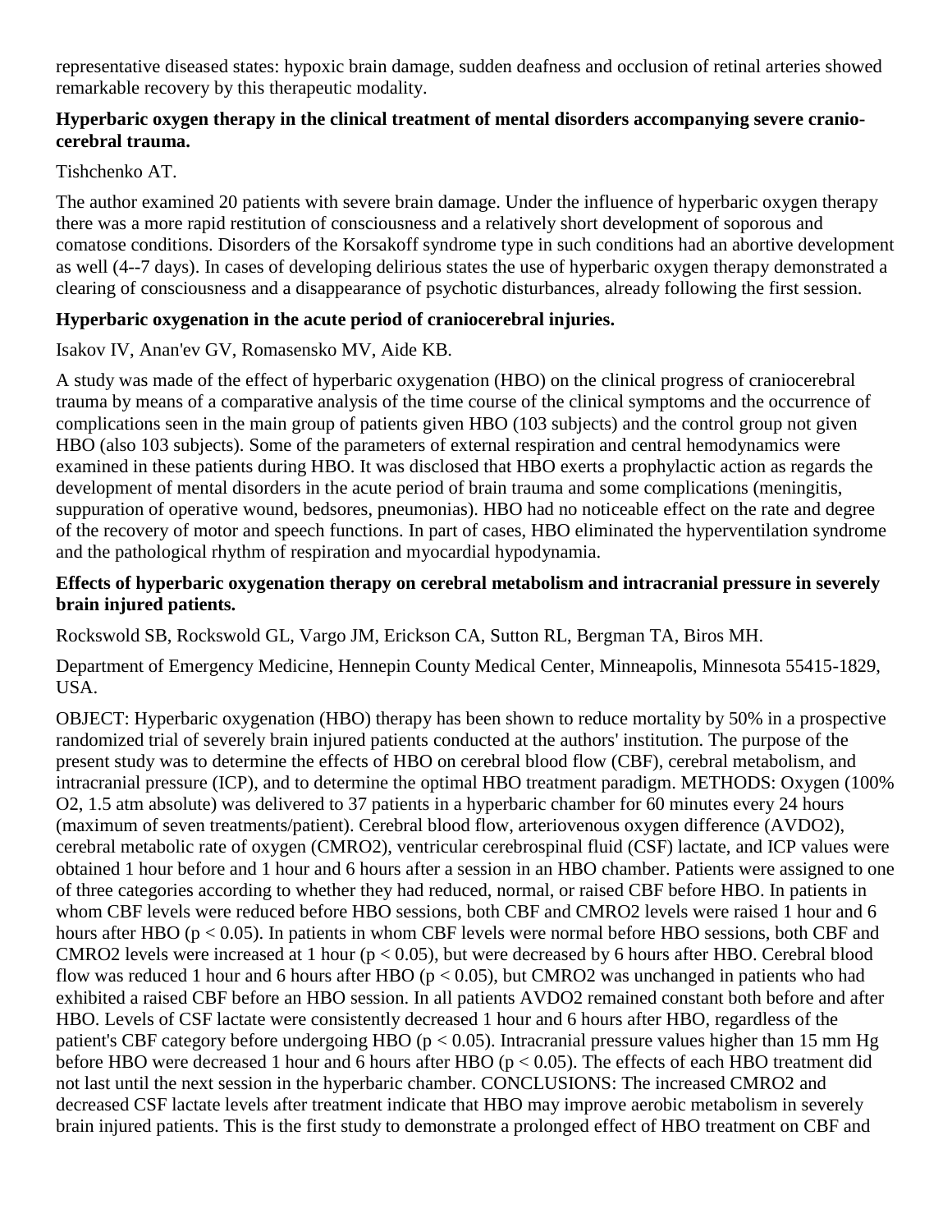representative diseased states: hypoxic brain damage, sudden deafness and occlusion of retinal arteries showed remarkable recovery by this therapeutic modality.

### Hyperbaric oxygen therapy in the clinical treatment of mental disorders accompanying severe cranio-cerebral trauma.

Tishchenko AT.

The author examined 20 patients with severe brain damage. Under the influence of hyperbaric oxygen therapy there was a more rapid restitution of consciousness and a relatively short development of soporous and comatose conditions. Disorders of the Korsakoff syndrome type in such conditions had an abortive development as well (4--7 days). In cases of developing delirious states the use of hyperbaric oxygen therapy demonstrated a clearing of consciousness and a disappearance of psychotic disturbances, already following the first session.

### Hyperbaric oxygenation in the acute period of craniocerebral injuries.

Isakov IV, Anan'ev GV, Romasensko MV, Aide KB.

A study was made of the effect of hyperbaric oxygenation (HBO) on the clinical progress of craniocerebral trauma by means of a comparative analysis of the time course of the clinical symptoms and the occurrence of complications seen in the main group of patients given HBO (103 subjects) and the control group not given HBO (also 103 subjects). Some of the parameters of external respiration and central hemodynamics were examined in these patients during HBO. It was disclosed that HBO exerts a prophylactic action as regards the development of mental disorders in the acute period of brain trauma and some complications (meningitis, suppuration of operative wound, bedsores, pneumonias). HBO had no noticeable effect on the rate and degree of the recovery of motor and speech functions. In part of cases, HBO eliminated the hyperventilation syndrome and the pathological rhythm of respiration and myocardial hypodynamia.

### Effects of hyperbaric oxygenation therapy on cerebral metabolism and intracranial pressure in severely brain injured patients.

Rockswold SB, Rockswold GL, Vargo JM, Erickson CA, Sutton RL, Bergman TA, Biros MH.

Department of Emergency Medicine, Hennepin County Medical Center, Minneapolis, Minnesota 55415-1829, USA.

OBJECT: Hyperbaric oxygenation (HBO) therapy has been shown to reduce mortality by 50% in a prospective randomized trial of severely brain injured patients conducted at the authors' institution. The purpose of the present study was to determine the effects of HBO on cerebral blood flow (CBF), cerebral metabolism, and intracranial pressure (ICP), and to determine the optimal HBO treatment paradigm. METHODS: Oxygen (100% $O_2$, 1.5 atm absolute) was delivered to 37 patients in a hyperbaric chamber for 60 minutes every 24 hours (maximum of seven treatments/patient). Cerebral blood flow, arteriovenous oxygen difference ($AVDO_2$), cerebral metabolic rate of oxygen ($CMRO_2$), ventricular cerebrospinal fluid (CSF) lactate, and ICP values were obtained 1 hour before and 1 hour and 6 hours after a session in an HBO chamber. Patients were assigned to one of three categories according to whether they had reduced, normal, or raised CBF before HBO. In patients in whom CBF levels were reduced before HBO sessions, both CBF and $CMRO_2$ levels were raised 1 hour and 6 hours after HBO ($p < 0.05$). In patients in whom CBF levels were normal before HBO sessions, both CBF and $CMRO_2$ levels were increased at 1 hour ($p < 0.05$), but were decreased by 6 hours after HBO. Cerebral blood flow was reduced 1 hour and 6 hours after HBO ($p < 0.05$), but $CMRO_2$ was unchanged in patients who had exhibited a raised CBF before an HBO session. In all patients $AVDO_2$ remained constant both before and after HBO. Levels of CSF lactate were consistently decreased 1 hour and 6 hours after HBO, regardless of the patient's CBF category before undergoing HBO ($p < 0.05$). Intracranial pressure values higher than 15 mm Hg before HBO were decreased 1 hour and 6 hours after HBO ($p < 0.05$). The effects of each HBO treatment did not last until the next session in the hyperbaric chamber. CONCLUSIONS: The increased $CMRO_2$ and decreased CSF lactate levels after treatment indicate that HBO may improve aerobic metabolism in severely brain injured patients. This is the first study to demonstrate a prolonged effect of HBO treatment on CBF and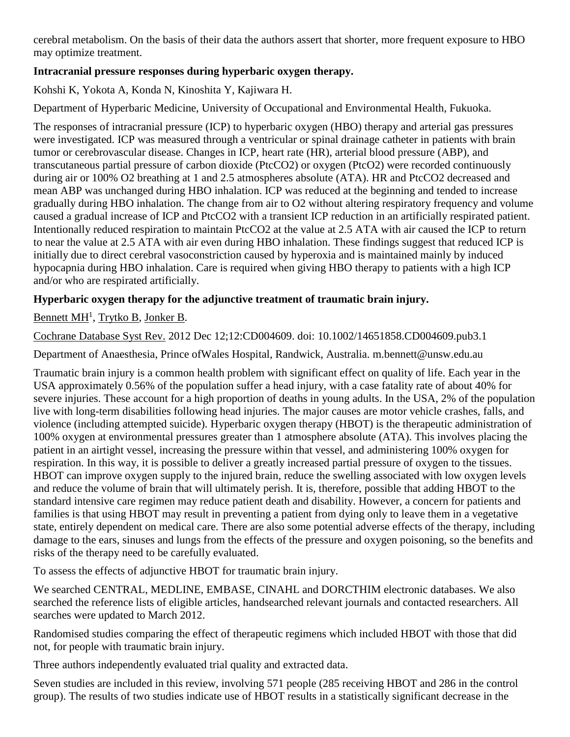cerebral metabolism. On the basis of their data the authors assert that shorter, more frequent exposure to HBO may optimize treatment.

**Intracranial pressure responses during hyperbaric oxygen therapy.**

Kohshi K, Yokota A, Konda N, Kinoshita Y, Kajiwara H.

Department of Hyperbaric Medicine, University of Occupational and Environmental Health, Fukuoka.

The responses of intracranial pressure (ICP) to hyperbaric oxygen (HBO) therapy and arterial gas pressures were investigated. ICP was measured through a ventricular or spinal drainage catheter in patients with brain tumor or cerebrovascular disease. Changes in ICP, heart rate (HR), arterial blood pressure (ABP), and transcutaneous partial pressure of carbon dioxide ($PtcCO_2$) or oxygen ($PtcO_2$) were recorded continuously during air or 100% $O_2$ breathing at 1 and 2.5 atmospheres absolute (ATA). HR and $PtcCO_2$ decreased and mean ABP was unchanged during HBO inhalation. ICP was reduced at the beginning and tended to increase gradually during HBO inhalation. The change from air to O2 without altering respiratory frequency and volume caused a gradual increase of ICP and $PtcCO_2$ with a transient ICP reduction in an artificially respirated patient. Intentionally reduced respiration to maintain $PtcCO_2$ at the value at 2.5 ATA with air caused the ICP to return to near the value at 2.5 ATA with air even during HBO inhalation. These findings suggest that reduced ICP is initially due to direct cerebral vasoconstriction caused by hyperoxia and is maintained mainly by induced hypocapnia during HBO inhalation. Care is required when giving HBO therapy to patients with a high ICP and/or who are respirated artificially.

**Hyperbaric oxygen therapy for the adjunctive treatment of traumatic brain injury.**

Bennett MH[1], Trytko B, Jonker B.

Cochrane Database Syst Rev. 2012 Dec 12;12:CD004609. doi: 10.1002/14651858.CD004609.pub3.1

Department of Anaesthesia, Prince ofWales Hospital, Randwick, Australia. m.bennett@unsw.edu.au

Traumatic brain injury is a common health problem with significant effect on quality of life. Each year in the USA approximately 0.56% of the population suffer a head injury, with a case fatality rate of about 40% for severe injuries. These account for a high proportion of deaths in young adults. In the USA, 2% of the population live with long-term disabilities following head injuries. The major causes are motor vehicle crashes, falls, and violence (including attempted suicide). Hyperbaric oxygen therapy (HBOT) is the therapeutic administration of 100% oxygen at environmental pressures greater than 1 atmosphere absolute (ATA). This involves placing the patient in an airtight vessel, increasing the pressure within that vessel, and administering 100% oxygen for respiration. In this way, it is possible to deliver a greatly increased partial pressure of oxygen to the tissues. HBOT can improve oxygen supply to the injured brain, reduce the swelling associated with low oxygen levels and reduce the volume of brain that will ultimately perish. It is, therefore, possible that adding HBOT to the standard intensive care regimen may reduce patient death and disability. However, a concern for patients and families is that using HBOT may result in preventing a patient from dying only to leave them in a vegetative state, entirely dependent on medical care. There are also some potential adverse effects of the therapy, including damage to the ears, sinuses and lungs from the effects of the pressure and oxygen poisoning, so the benefits and risks of the therapy need to be carefully evaluated.

To assess the effects of adjunctive HBOT for traumatic brain injury.

We searched CENTRAL, MEDLINE, EMBASE, CINAHL and DORCTHIM electronic databases. We also searched the reference lists of eligible articles, handsearched relevant journals and contacted researchers. All searches were updated to March 2012.

Randomised studies comparing the effect of therapeutic regimens which included HBOT with those that did not, for people with traumatic brain injury.

Three authors independently evaluated trial quality and extracted data.

Seven studies are included in this review, involving 571 people (285 receiving HBOT and 286 in the control group). The results of two studies indicate use of HBOT results in a statistically significant decrease in the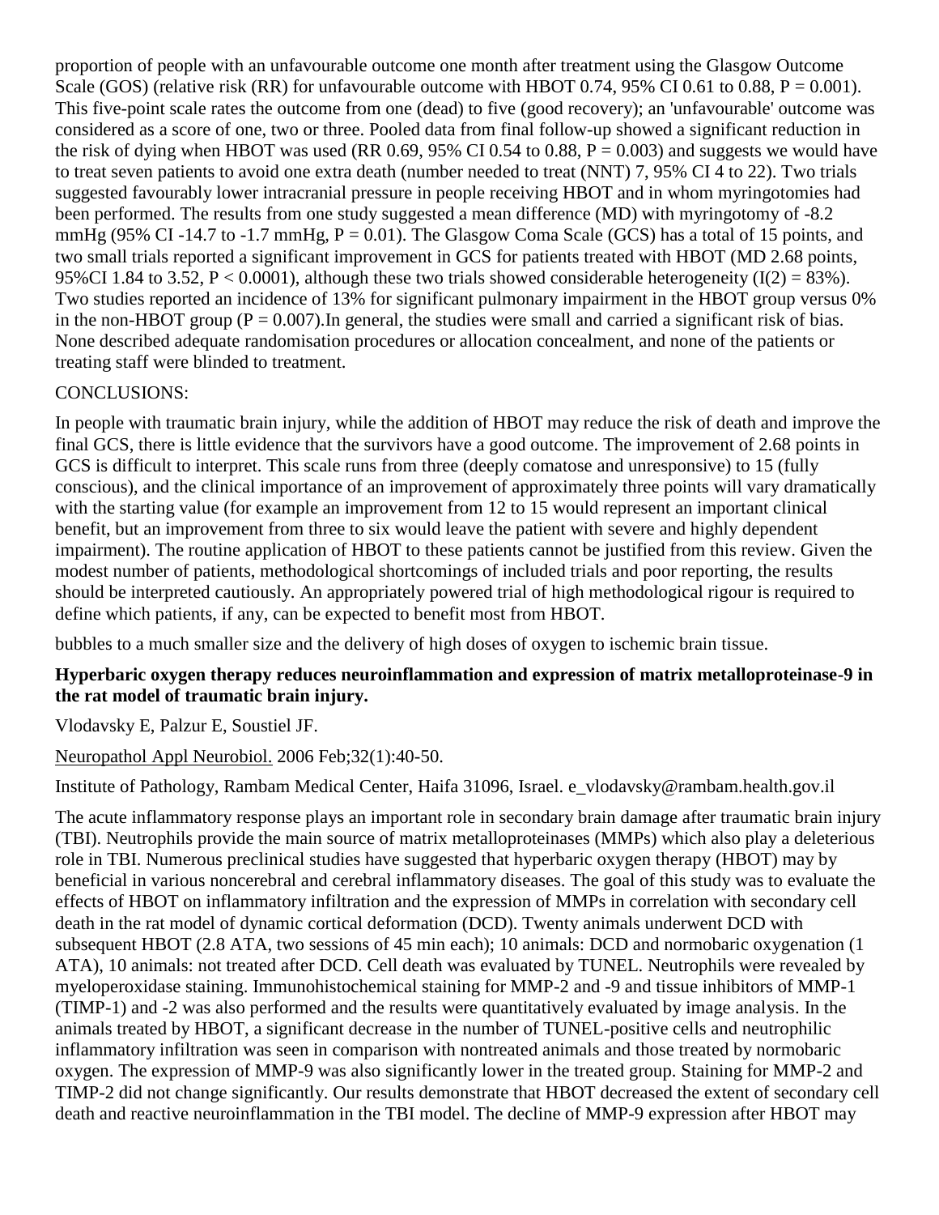proportion of people with an unfavourable outcome one month after treatment using the Glasgow Outcome Scale (GOS) (relative risk (RR) for unfavourable outcome with HBOT 0.74, 95% CI 0.61 to 0.88, P = 0.001). This five-point scale rates the outcome from one (dead) to five (good recovery); an 'unfavourable' outcome was considered as a score of one, two or three. Pooled data from final follow-up showed a significant reduction in the risk of dying when HBOT was used (RR 0.69, 95% CI 0.54 to 0.88, P = 0.003) and suggests we would have to treat seven patients to avoid one extra death (number needed to treat (NNT) 7, 95% CI 4 to 22). Two trials suggested favourably lower intracranial pressure in people receiving HBOT and in whom myringotomies had been performed. The results from one study suggested a mean difference (MD) with myringotomy of -8.2 mmHg (95% CI -14.7 to -1.7 mmHg, P = 0.01). The Glasgow Coma Scale (GCS) has a total of 15 points, and two small trials reported a significant improvement in GCS for patients treated with HBOT (MD 2.68 points, 95%CI 1.84 to 3.52, P < 0.0001), although these two trials showed considerable heterogeneity (I(2) = 83%). Two studies reported an incidence of 13% for significant pulmonary impairment in the HBOT group versus 0% in the non-HBOT group (P = 0.007).In general, the studies were small and carried a significant risk of bias. None described adequate randomisation procedures or allocation concealment, and none of the patients or treating staff were blinded to treatment.

CONCLUSIONS:

In people with traumatic brain injury, while the addition of HBOT may reduce the risk of death and improve the final GCS, there is little evidence that the survivors have a good outcome. The improvement of 2.68 points in GCS is difficult to interpret. This scale runs from three (deeply comatose and unresponsive) to 15 (fully conscious), and the clinical importance of an improvement of approximately three points will vary dramatically with the starting value (for example an improvement from 12 to 15 would represent an important clinical benefit, but an improvement from three to six would leave the patient with severe and highly dependent impairment). The routine application of HBOT to these patients cannot be justified from this review. Given the modest number of patients, methodological shortcomings of included trials and poor reporting, the results should be interpreted cautiously. An appropriately powered trial of high methodological rigour is required to define which patients, if any, can be expected to benefit most from HBOT.

bubbles to a much smaller size and the delivery of high doses of oxygen to ischemic brain tissue.

**Hyperbaric oxygen therapy reduces neuroinflammation and expression of matrix metalloproteinase-9 in the rat model of traumatic brain injury.**

Vlodavsky E, Palzur E, Soustiel JF.

Neuropathol Appl Neurobiol. 2006 Feb;32(1):40-50.

Institute of Pathology, Rambam Medical Center, Haifa 31096, Israel. e_vlodavsky@rambam.health.gov.il

The acute inflammatory response plays an important role in secondary brain damage after traumatic brain injury (TBI). Neutrophils provide the main source of matrix metalloproteinases (MMPs) which also play a deleterious role in TBI. Numerous preclinical studies have suggested that hyperbaric oxygen therapy (HBOT) may by beneficial in various noncerebral and cerebral inflammatory diseases. The goal of this study was to evaluate the effects of HBOT on inflammatory infiltration and the expression of MMPs in correlation with secondary cell death in the rat model of dynamic cortical deformation (DCD). Twenty animals underwent DCD with subsequent HBOT (2.8 ATA, two sessions of 45 min each); 10 animals: DCD and normobaric oxygenation (1 ATA), 10 animals: not treated after DCD. Cell death was evaluated by TUNEL. Neutrophils were revealed by myeloperoxidase staining. Immunohistochemical staining for MMP-2 and -9 and tissue inhibitors of MMP-1 (TIMP-1) and -2 was also performed and the results were quantitatively evaluated by image analysis. In the animals treated by HBOT, a significant decrease in the number of TUNEL-positive cells and neutrophilic inflammatory infiltration was seen in comparison with nontreated animals and those treated by normobaric oxygen. The expression of MMP-9 was also significantly lower in the treated group. Staining for MMP-2 and TIMP-2 did not change significantly. Our results demonstrate that HBOT decreased the extent of secondary cell death and reactive neuroinflammation in the TBI model. The decline of MMP-9 expression after HBOT may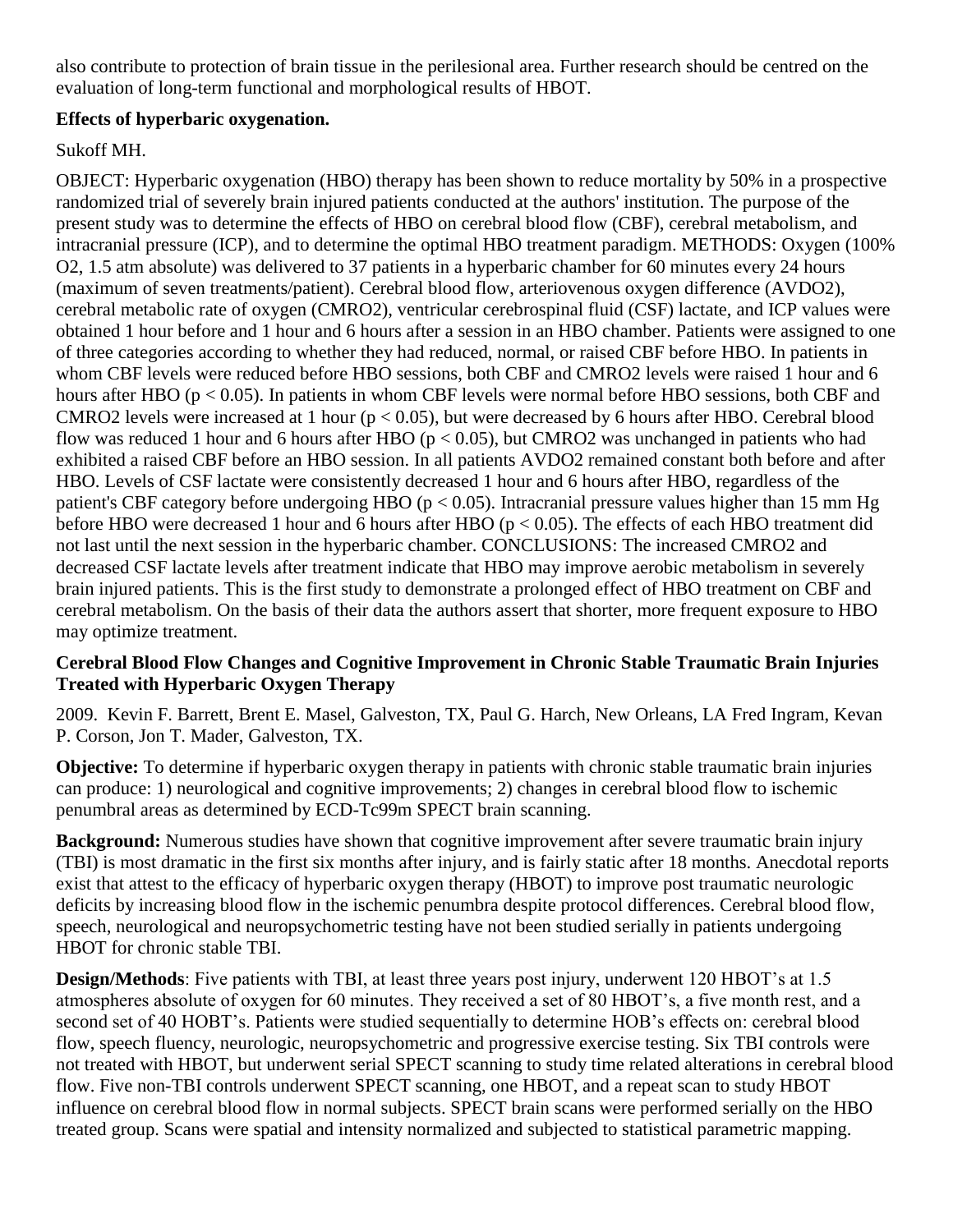also contribute to protection of brain tissue in the perilesional area. Further research should be centred on the evaluation of long-term functional and morphological results of HBOT.

**Effects of hyperbaric oxygenation.**

Sukoff MH.

OBJECT: Hyperbaric oxygenation (HBO) therapy has been shown to reduce mortality by 50% in a prospective randomized trial of severely brain injured patients conducted at the authors' institution. The purpose of the present study was to determine the effects of HBO on cerebral blood flow (CBF), cerebral metabolism, and intracranial pressure (ICP), and to determine the optimal HBO treatment paradigm. METHODS: Oxygen (100% $O_2$, 1.5 atm absolute) was delivered to 37 patients in a hyperbaric chamber for 60 minutes every 24 hours (maximum of seven treatments/patient). Cerebral blood flow, arteriovenous oxygen difference (AVDO2), cerebral metabolic rate of oxygen (CMRO2), ventricular cerebrospinal fluid (CSF) lactate, and ICP values were obtained 1 hour before and 1 hour and 6 hours after a session in an HBO chamber. Patients were assigned to one of three categories according to whether they had reduced, normal, or raised CBF before HBO. In patients in whom CBF levels were reduced before HBO sessions, both CBF and CMRO2 levels were raised 1 hour and 6 hours after HBO ($p < 0.05$). In patients in whom CBF levels were normal before HBO sessions, both CBF and CMRO2 levels were increased at 1 hour ($p < 0.05$), but were decreased by 6 hours after HBO. Cerebral blood flow was reduced 1 hour and 6 hours after HBO ($p < 0.05$), but CMRO2 was unchanged in patients who had exhibited a raised CBF before an HBO session. In all patients AVDO2 remained constant both before and after HBO. Levels of CSF lactate were consistently decreased 1 hour and 6 hours after HBO, regardless of the patient's CBF category before undergoing HBO ($p < 0.05$). Intracranial pressure values higher than 15 mm Hg before HBO were decreased 1 hour and 6 hours after HBO ($p < 0.05$). The effects of each HBO treatment did not last until the next session in the hyperbaric chamber. CONCLUSIONS: The increased CMRO2 and decreased CSF lactate levels after treatment indicate that HBO may improve aerobic metabolism in severely brain injured patients. This is the first study to demonstrate a prolonged effect of HBO treatment on CBF and cerebral metabolism. On the basis of their data the authors assert that shorter, more frequent exposure to HBO may optimize treatment.

**Cerebral Blood Flow Changes and Cognitive Improvement in Chronic Stable Traumatic Brain Injuries Treated with Hyperbaric Oxygen Therapy**

2009. Kevin F. Barrett, Brent E. Masel, Galveston, TX, Paul G. Harch, New Orleans, LA Fred Ingram, Kevan P. Corson, Jon T. Mader, Galveston, TX.

**Objective:** To determine if hyperbaric oxygen therapy in patients with chronic stable traumatic brain injuries can produce: 1) neurological and cognitive improvements; 2) changes in cerebral blood flow to ischemic penumbral areas as determined by ECD-Tc99m SPECT brain scanning.

**Background:** Numerous studies have shown that cognitive improvement after severe traumatic brain injury (TBI) is most dramatic in the first six months after injury, and is fairly static after 18 months. Anecdotal reports exist that attest to the efficacy of hyperbaric oxygen therapy (HBOT) to improve post traumatic neurologic deficits by increasing blood flow in the ischemic penumbra despite protocol differences. Cerebral blood flow, speech, neurological and neuropsychometric testing have not been studied serially in patients undergoing HBOT for chronic stable TBI.

**Design/Methods**: Five patients with TBI, at least three years post injury, underwent 120 HBOT's at 1.5 atmospheres absolute of oxygen for 60 minutes. They received a set of 80 HBOT's, a five month rest, and a second set of 40 HOBT's. Patients were studied sequentially to determine HOB's effects on: cerebral blood flow, speech fluency, neurologic, neuropsychometric and progressive exercise testing. Six TBI controls were not treated with HBOT, but underwent serial SPECT scanning to study time related alterations in cerebral blood flow. Five non-TBI controls underwent SPECT scanning, one HBOT, and a repeat scan to study HBOT influence on cerebral blood flow in normal subjects. SPECT brain scans were performed serially on the HBO treated group. Scans were spatial and intensity normalized and subjected to statistical parametric mapping.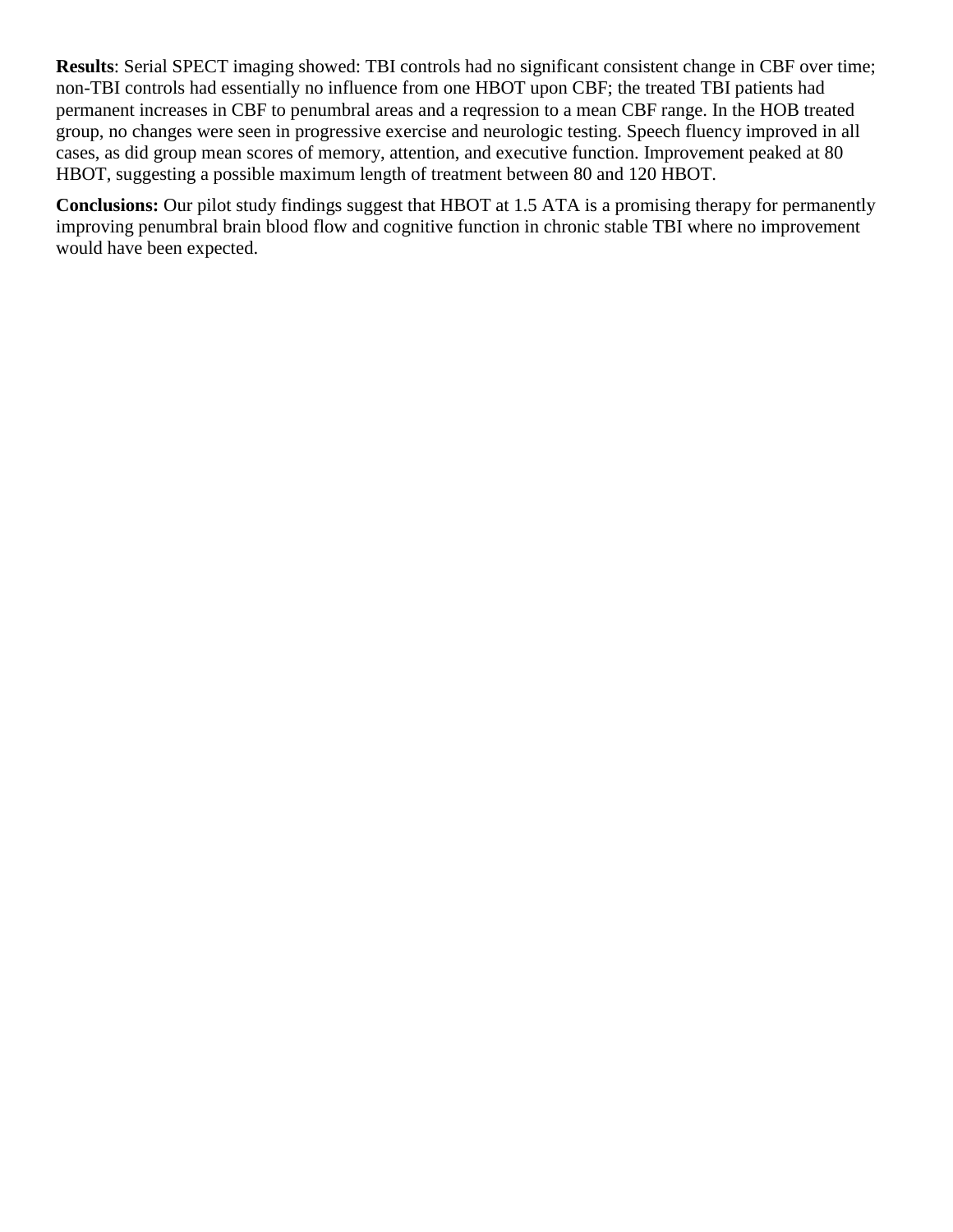**Results**: Serial SPECT imaging showed: TBI controls had no significant consistent change in CBF over time; non-TBI controls had essentially no influence from one HBOT upon CBF; the treated TBI patients had permanent increases in CBF to penumbral areas and a reqression to a mean CBF range. In the HOB treated group, no changes were seen in progressive exercise and neurologic testing. Speech fluency improved in all cases, as did group mean scores of memory, attention, and executive function. Improvement peaked at 80 HBOT, suggesting a possible maximum length of treatment between 80 and 120 HBOT.

**Conclusions:** Our pilot study findings suggest that HBOT at 1.5 ATA is a promising therapy for permanently improving penumbral brain blood flow and cognitive function in chronic stable TBI where no improvement would have been expected.